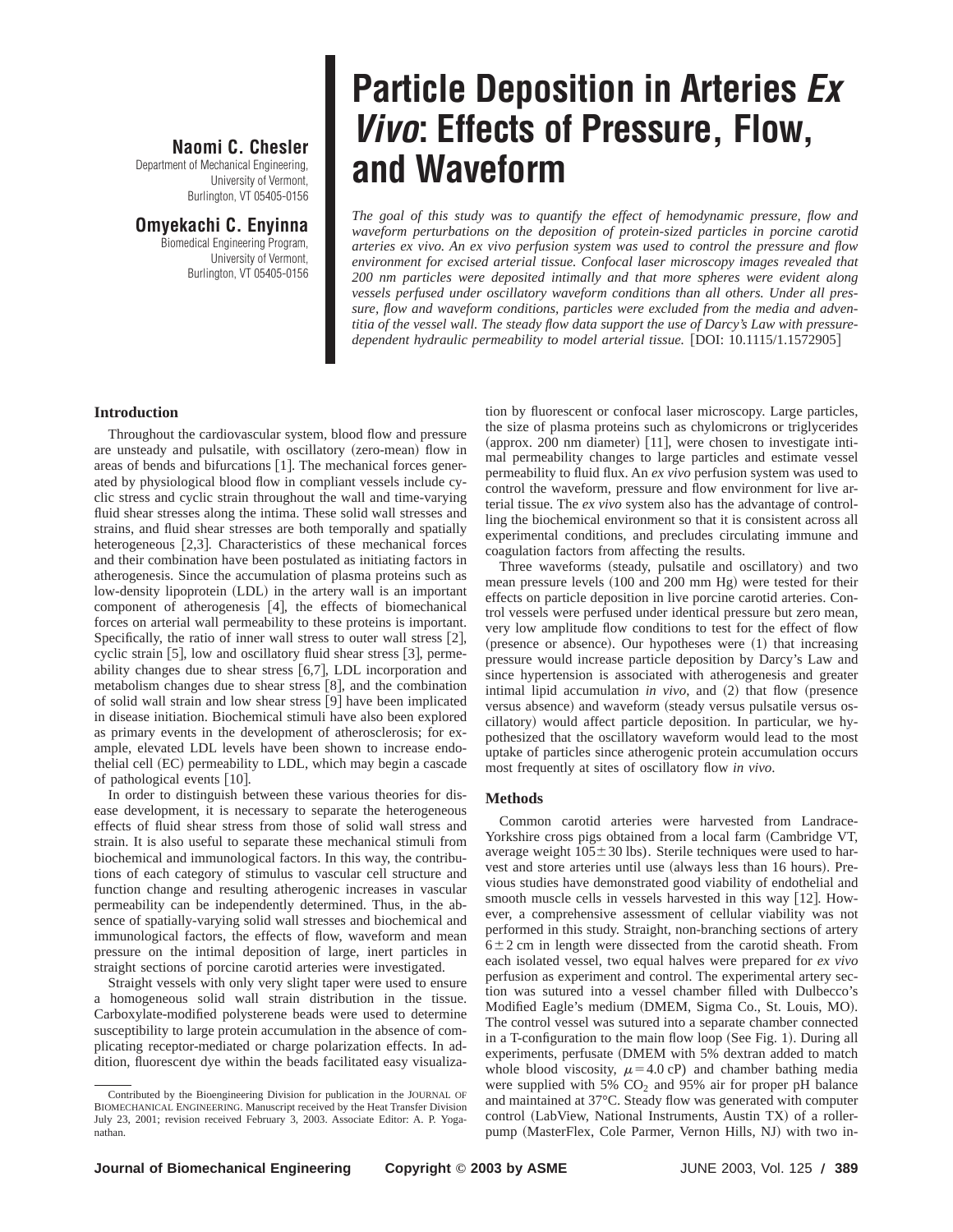# Particle Deposition in Arteries *Ex Vivo*: Effects of Pressure, Flow, and Waveform

**Naomi C. Chesler**
Department of Mechanical Engineering,
University of Vermont,
Burlington, VT 05405-0156

**Omyekachi C. Enyinna**
Biomedical Engineering Program,
University of Vermont,
Burlington, VT 05405-0156

*The goal of this study was to quantify the effect of hemodynamic pressure, flow and waveform perturbations on the deposition of protein-sized particles in porcine carotid arteries ex vivo. An ex vivo perfusion system was used to control the pressure and flow environment for excised arterial tissue. Confocal laser microscopy images revealed that 200 nm particles were deposited intimally and that more spheres were evident along vessels perfused under oscillatory waveform conditions than all others. Under all pressure, flow and waveform conditions, particles were excluded from the media and adventitia of the vessel wall. The steady flow data support the use of Darcy's Law with pressure-dependent hydraulic permeability to model arterial tissue.* [DOI: 10.1115/1.1572905]

## Introduction

Throughout the cardiovascular system, blood flow and pressure are unsteady and pulsatile, with oscillatory (zero-mean) flow in areas of bends and bifurcations [1]. The mechanical forces generated by physiological blood flow in compliant vessels include cyclic stress and cyclic strain throughout the wall and time-varying fluid shear stresses along the intima. These solid wall stresses and strains, and fluid shear stresses are both temporally and spatially heterogeneous [2,3]. Characteristics of these mechanical forces and their combination have been postulated as initiating factors in atherogenesis. Since the accumulation of plasma proteins such as low-density lipoprotein (LDL) in the artery wall is an important component of atherogenesis [4], the effects of biomechanical forces on arterial wall permeability to these proteins is important. Specifically, the ratio of inner wall stress to outer wall stress [2], cyclic strain [5], low and oscillatory fluid shear stress [3], permeability changes due to shear stress [6,7], LDL incorporation and metabolism changes due to shear stress [8], and the combination of solid wall strain and low shear stress [9] have been implicated in disease initiation. Biochemical stimuli have also been explored as primary events in the development of atherosclerosis; for example, elevated LDL levels have been shown to increase endothelial cell (EC) permeability to LDL, which may begin a cascade of pathological events [10].

In order to distinguish between these various theories for disease development, it is necessary to separate the heterogeneous effects of fluid shear stress from those of solid wall stress and strain. It is also useful to separate these mechanical stimuli from biochemical and immunological factors. In this way, the contributions of each category of stimulus to vascular cell structure and function change and resulting atherogenic increases in vascular permeability can be independently determined. Thus, in the absence of spatially-varying solid wall stresses and biochemical and immunological factors, the effects of flow, waveform and mean pressure on the intimal deposition of large, inert particles in straight sections of porcine carotid arteries were investigated.

Straight vessels with only very slight taper were used to ensure a homogeneous solid wall strain distribution in the tissue. Carboxylate-modified polystyrene beads were used to determine susceptibility to large protein accumulation in the absence of complicating receptor-mediated or charge polarization effects. In addition, fluorescent dye within the beads facilitated easy visualization by fluorescent or confocal laser microscopy. Large particles, the size of plasma proteins such as chylomicrons or triglycerides (approx. 200 nm diameter) [11], were chosen to investigate intimal permeability changes to large particles and estimate vessel permeability to fluid flux. An *ex vivo* perfusion system was used to control the waveform, pressure and flow environment for live arterial tissue. The *ex vivo* system also has the advantage of controlling the biochemical environment so that it is consistent across all experimental conditions, and precludes circulating immune and coagulation factors from affecting the results.

Three waveforms (steady, pulsatile and oscillatory) and two mean pressure levels (100 and 200 mm Hg) were tested for their effects on particle deposition in live porcine carotid arteries. Control vessels were perfused under identical pressure but zero mean, very low amplitude flow conditions to test for the effect of flow (presence or absence). Our hypotheses were (1) that increasing pressure would increase particle deposition by Darcy's Law and since hypertension is associated with atherogenesis and greater intimal lipid accumulation *in vivo*, and (2) that flow (presence versus absence) and waveform (steady versus pulsatile versus oscillatory) would affect particle deposition. In particular, we hypothesized that the oscillatory waveform would lead to the most uptake of particles since atherogenic protein accumulation occurs most frequently at sites of oscillatory flow *in vivo*.

## Methods

Common carotid arteries were harvested from Landrace-Yorkshire cross pigs obtained from a local farm (Cambridge VT, average weight $105\pm30$ lbs). Sterile techniques were used to harvest and store arteries until use (always less than 16 hours). Previous studies have demonstrated good viability of endothelial and smooth muscle cells in vessels harvested in this way [12]. However, a comprehensive assessment of cellular viability was not performed in this study. Straight, non-branching sections of artery $6\pm2$ cm in length were dissected from the carotid sheath. From each isolated vessel, two equal halves were prepared for *ex vivo* perfusion as experiment and control. The experimental artery section was sutured into a vessel chamber filled with Dulbecco's Modified Eagle's medium (DMEM, Sigma Co., St. Louis, MO). The control vessel was sutured into a separate chamber connected in a T-configuration to the main flow loop (See Fig. 1). During all experiments, perfusate (DMEM with 5% dextran added to match whole blood viscosity, $\mu=4.0$ cP) and chamber bathing media were supplied with 5% $CO_2$ and 95% air for proper pH balance and maintained at 37°C. Steady flow was generated with computer control (LabView, National Instruments, Austin TX) of a roller-pump (MasterFlex, Cole Parmer, Vernon Hills, NJ) with two in-

Contributed by the Bioengineering Division for publication in the JOURNAL OF BIOMECHANICAL ENGINEERING. Manuscript received by the Heat Transfer Division July 23, 2001; revision received February 3, 2003. Associate Editor: A. P. Yoganathan.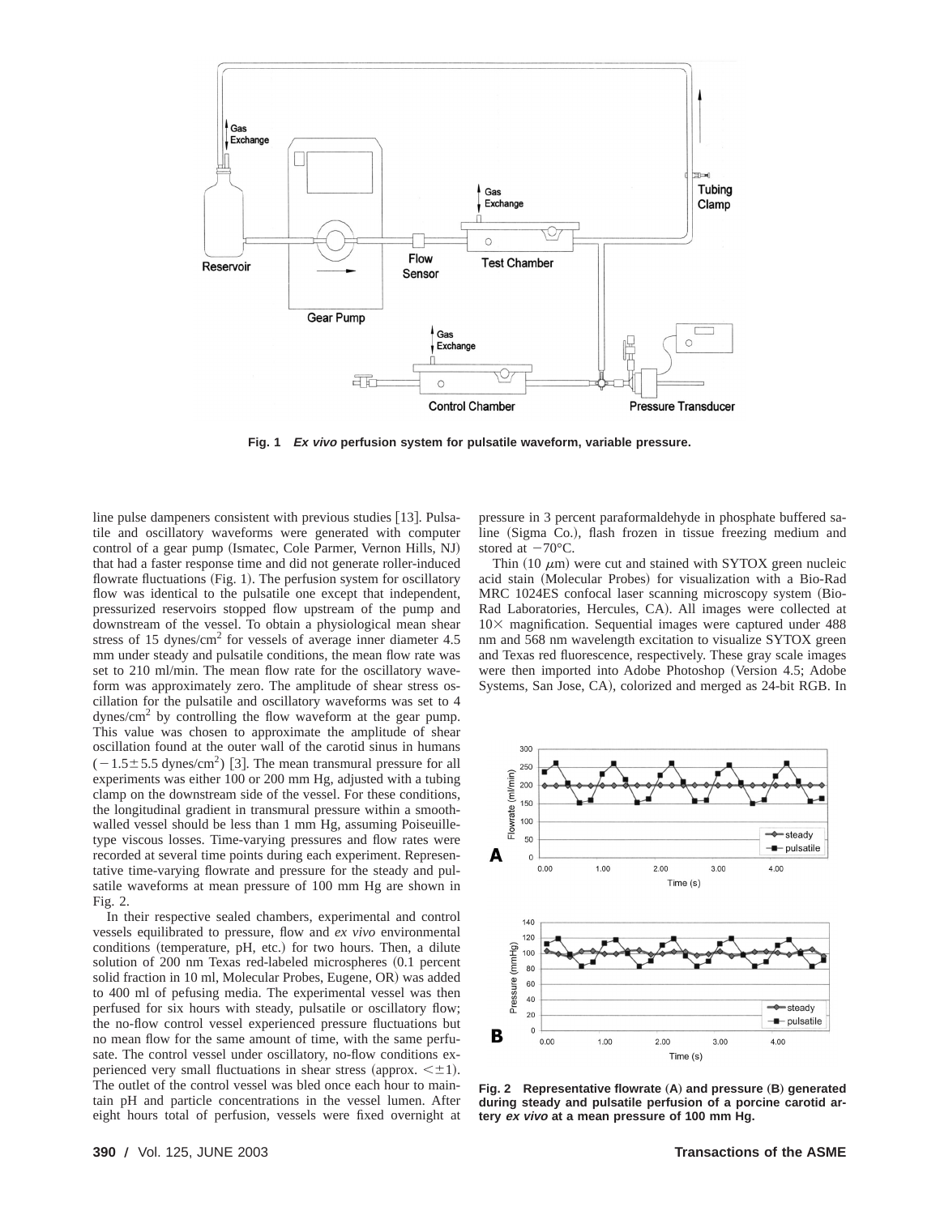Fig. 1 ***Ex vivo*** **perfusion system for pulsatile waveform, variable pressure.**

line pulse dampeners consistent with previous studies [13]. Pulsatile and oscillatory waveforms were generated with computer control of a gear pump (Ismatec, Cole Parmer, Vernon Hills, NJ) that had a faster response time and did not generate roller-induced flowrate fluctuations (Fig. 1). The perfusion system for oscillatory flow was identical to the pulsatile one except that independent, pressurized reservoirs stopped flow upstream of the pump and downstream of the vessel. To obtain a physiological mean shear stress of 15 dynes/cm$^2$ for vessels of average inner diameter 4.5 mm under steady and pulsatile conditions, the mean flow rate was set to 210 ml/min. The mean flow rate for the oscillatory waveform was approximately zero. The amplitude of shear stress oscillation for the pulsatile and oscillatory waveforms was set to 4 dynes/cm$^2$ by controlling the flow waveform at the gear pump. This value was chosen to approximate the amplitude of shear oscillation found at the outer wall of the carotid sinus in humans ($-1.5 \pm 5.5$ dynes/cm$^2$) [3]. The mean transmural pressure for all experiments was either 100 or 200 mm Hg, adjusted with a tubing clamp on the downstream side of the vessel. For these conditions, the longitudinal gradient in transmural pressure within a smooth-walled vessel should be less than 1 mm Hg, assuming Poiseuille-type viscous losses. Time-varying pressures and flow rates were recorded at several time points during each experiment. Representative time-varying flowrate and pressure for the steady and pulsatile waveforms at mean pressure of 100 mm Hg are shown in Fig. 2.

In their respective sealed chambers, experimental and control vessels equilibrated to pressure, flow and *ex vivo* environmental conditions (temperature, pH, etc.) for two hours. Then, a dilute solution of 200 nm Texas red-labeled microspheres (0.1 percent solid fraction in 10 ml, Molecular Probes, Eugene, OR) was added to 400 ml of pefusing media. The experimental vessel was then perfused for six hours with steady, pulsatile or oscillatory flow; the no-flow control vessel experienced pressure fluctuations but no mean flow for the same amount of time, with the same perfusate. The control vessel under oscillatory, no-flow conditions experienced very small fluctuations in shear stress (approx. $< \pm 1$). The outlet of the control vessel was bled once each hour to maintain pH and particle concentrations in the vessel lumen. After eight hours total of perfusion, vessels were fixed overnight at pressure in 3 percent paraformaldehyde in phosphate buffered saline (Sigma Co.), flash frozen in tissue freezing medium and stored at $-70°$C.

Thin (10 $\mu$m) were cut and stained with SYTOX green nucleic acid stain (Molecular Probes) for visualization with a Bio-Rad MRC 1024ES confocal laser scanning microscopy system (Bio-Rad Laboratories, Hercules, CA). All images were collected at 10× magnification. Sequential images were captured under 488 nm and 568 nm wavelength excitation to visualize SYTOX green and Texas red fluorescence, respectively. These gray scale images were then imported into Adobe Photoshop (Version 4.5; Adobe Systems, San Jose, CA), colorized and merged as 24-bit RGB. In

**Fig. 2 Representative flowrate (A) and pressure (B) generated during steady and pulsatile perfusion of a porcine carotid artery** ***ex vivo*** **at a mean pressure of 100 mm Hg.**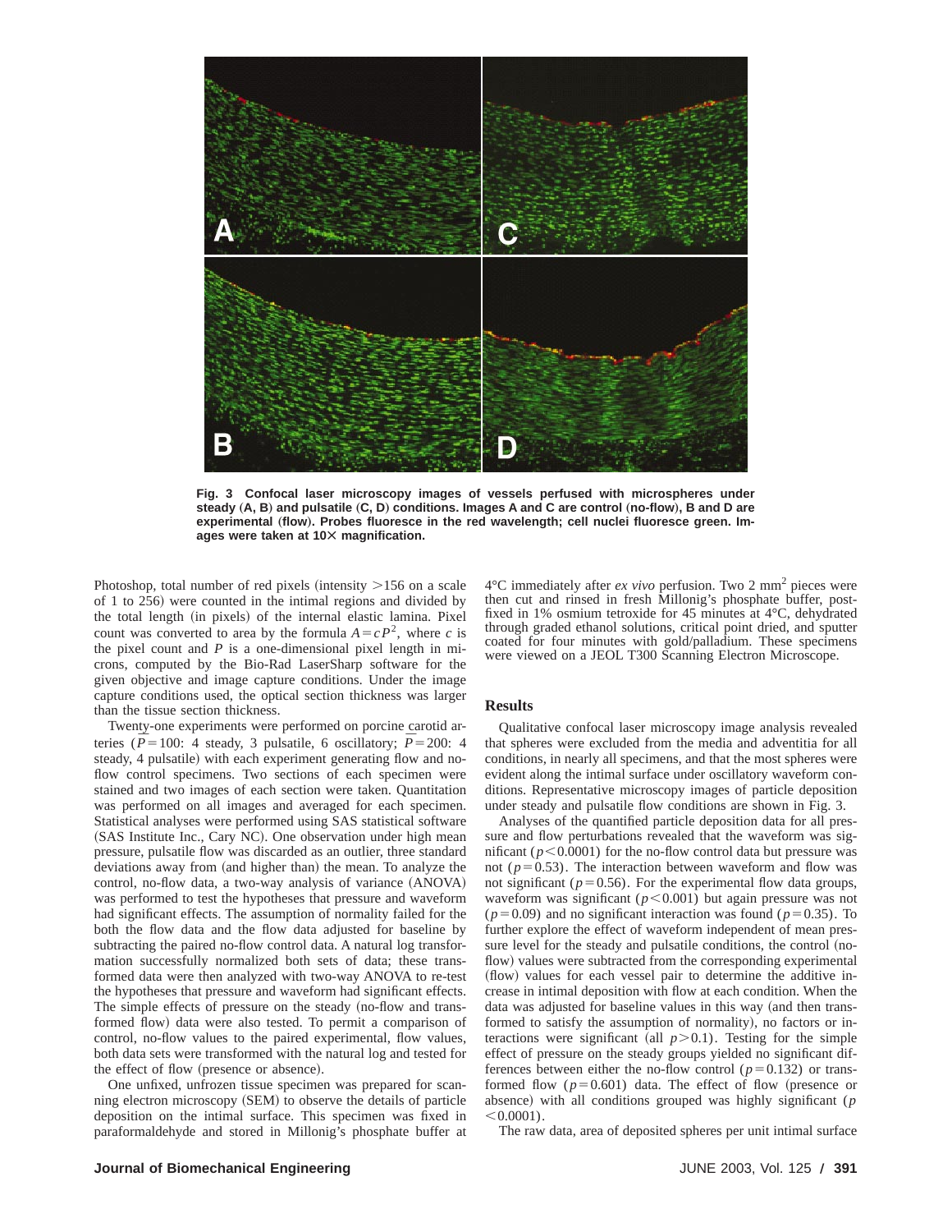Fig. 3 Confocal laser microscopy images of vessels perfused with microspheres under steady (A, B) and pulsatile (C, D) conditions. Images A and C are control (no-flow), B and D are experimental (flow). Probes fluoresce in the red wavelength; cell nuclei fluoresce green. Images were taken at 10× magnification.

Photoshop, total number of red pixels (intensity >156 on a scale of 1 to 256) were counted in the intimal regions and divided by the total length (in pixels) of the internal elastic lamina. Pixel count was converted to area by the formula $A = cP^2$, where $c$ is the pixel count and $P$ is a one-dimensional pixel length in microns, computed by the Bio-Rad LaserSharp software for the given objective and image capture conditions. Under the image capture conditions used, the optical section thickness was larger than the tissue section thickness.

Twenty-one experiments were performed on porcine carotid arteries ($\bar{P} = 100$: 4 steady, 3 pulsatile, 6 oscillatory; $\bar{P} = 200$: 4 steady, 4 pulsatile) with each experiment generating flow and no-flow control specimens. Two sections of each specimen were stained and two images of each section were taken. Quantitation was performed on all images and averaged for each specimen. Statistical analyses were performed using SAS statistical software (SAS Institute Inc., Cary NC). One observation under high mean pressure, pulsatile flow was discarded as an outlier, three standard deviations away from (and higher than) the mean. To analyze the control, no-flow data, a two-way analysis of variance (ANOVA) was performed to test the hypotheses that pressure and waveform had significant effects. The assumption of normality failed for the both the flow data and the flow data adjusted for baseline by subtracting the paired no-flow control data. A natural log transformation successfully normalized both sets of data; these transformed data were then analyzed with two-way ANOVA to re-test the hypotheses that pressure and waveform had significant effects. The simple effects of pressure on the steady (no-flow and transformed flow) data were also tested. To permit a comparison of control, no-flow values to the paired experimental, flow values, both data sets were transformed with the natural log and tested for the effect of flow (presence or absence).

One unfixed, unfrozen tissue specimen was prepared for scanning electron microscopy (SEM) to observe the details of particle deposition on the intimal surface. This specimen was fixed in paraformaldehyde and stored in Millonig's phosphate buffer at 4°C immediately after *ex vivo* perfusion. Two 2 mm$^2$ pieces were then cut and rinsed in fresh Millonig's phosphate buffer, post-fixed in 1% osmium tetroxide for 45 minutes at 4°C, dehydrated through graded ethanol solutions, critical point dried, and sputter coated for four minutes with gold/palladium. These specimens were viewed on a JEOL T300 Scanning Electron Microscope.

## Results

Qualitative confocal laser microscopy image analysis revealed that spheres were excluded from the media and adventitia for all conditions, in nearly all specimens, and that the most spheres were evident along the intimal surface under oscillatory waveform conditions. Representative microscopy images of particle deposition under steady and pulsatile flow conditions are shown in Fig. 3.

Analyses of the quantified particle deposition data for all pressure and flow perturbations revealed that the waveform was significant ($p < 0.0001$) for the no-flow control data but pressure was not ($p = 0.53$). The interaction between waveform and flow was not significant ($p = 0.56$). For the experimental flow data groups, waveform was significant ($p < 0.001$) but again pressure was not ($p = 0.09$) and no significant interaction was found ($p = 0.35$). To further explore the effect of waveform independent of mean pressure level for the steady and pulsatile conditions, the control (no-flow) values were subtracted from the corresponding experimental (flow) values for each vessel pair to determine the additive increase in intimal deposition with flow at each condition. When the data was adjusted for baseline values in this way (and then transformed to satisfy the assumption of normality), no factors or interactions were significant (all $p > 0.1$). Testing for the simple effect of pressure on the steady groups yielded no significant differences between either the no-flow control ($p = 0.132$) or transformed flow ($p = 0.601$) data. The effect of flow (presence or absence) with all conditions grouped was highly significant ($p < 0.0001$).

The raw data, area of deposited spheres per unit intimal surface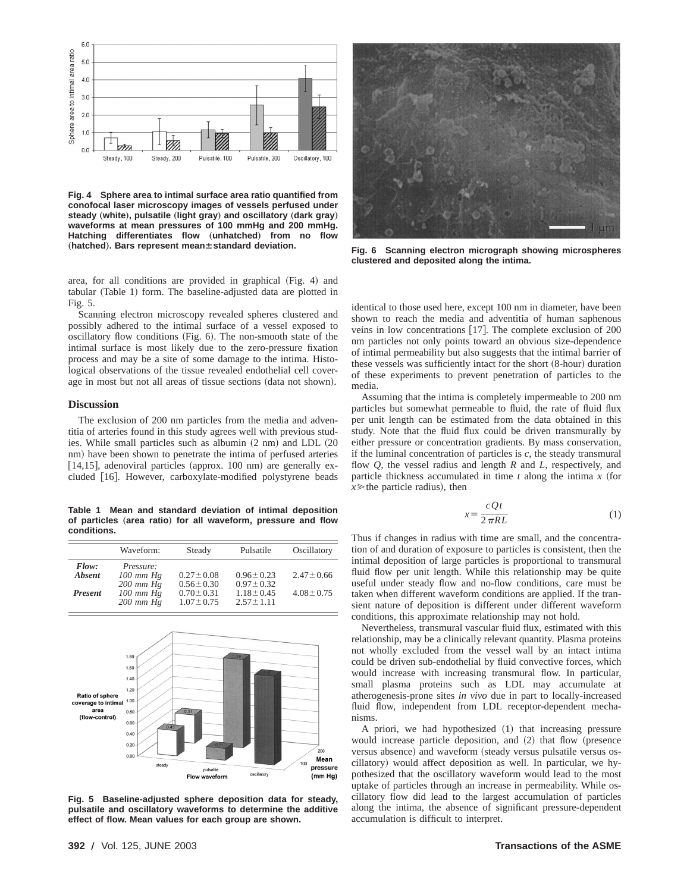Fig. 4 Sphere area to intimal surface area ratio quantified from conofocal laser microscopy images of vessels perfused under steady (white), pulsatile (light gray) and oscillatory (dark gray) waveforms at mean pressures of 100 mmHg and 200 mmHg. Hatching differentiates flow (unhatched) from no flow (hatched). Bars represent mean ± standard deviation.

area, for all conditions are provided in graphical (Fig. 4) and tabular (Table 1) form. The baseline-adjusted data are plotted in Fig. 5.

Scanning electron microscopy revealed spheres clustered and possibly adhered to the intimal surface of a vessel exposed to oscillatory flow conditions (Fig. 6). The non-smooth state of the intimal surface is most likely due to the zero-pressure fixation process and may be a site of some damage to the intima. Histological observations of the tissue revealed endothelial cell coverage in most but not all areas of tissue sections (data not shown).

## Discussion

The exclusion of 200 nm particles from the media and adventitia of arteries found in this study agrees well with previous studies. While small particles such as albumin (2 nm) and LDL (20 nm) have been shown to penetrate the intima of perfused arteries [14,15], adenoviral particles (approx. 100 nm) are generally excluded [16]. However, carboxylate-modified polystyrene beads

**Table 1 Mean and standard deviation of intimal deposition of particles (area ratio) for all waveform, pressure and flow conditions.**

| | Waveform: | Steady | Pulsatile | Oscillatory |
|---|---|---|---|---|
| ***Flow:*** | *Pressure:* | | | |
| ***Absent*** | *100 mm Hg* | $0.27 \pm 0.08$ | $0.96 \pm 0.23$ | $2.47 \pm 0.66$ |
| | *200 mm Hg* | $0.56 \pm 0.30$ | $0.97 \pm 0.32$ | |
| ***Present*** | *100 mm Hg* | $0.70 \pm 0.31$ | $1.18 \pm 0.45$ | $4.08 \pm 0.75$ |
| | *200 mm Hg* | $1.07 \pm 0.75$ | $2.57 \pm 1.11$ | |

Fig. 5 Baseline-adjusted sphere deposition data for steady, pulsatile and oscillatory waveforms to determine the additive effect of flow. Mean values for each group are shown.

Fig. 6 Scanning electron micrograph showing microspheres clustered and deposited along the intima.

identical to those used here, except 100 nm in diameter, have been shown to reach the media and adventitia of human saphenous veins in low concentrations [17]. The complete exclusion of 200 nm particles not only points toward an obvious size-dependence of intimal permeability but also suggests that the intimal barrier of these vessels was sufficiently intact for the short (8-hour) duration of these experiments to prevent penetration of particles to the media.

Assuming that the intima is completely impermeable to 200 nm particles but somewhat permeable to fluid, the rate of fluid flux per unit length can be estimated from the data obtained in this study. Note that the fluid flux could be driven transmurally by either pressure or concentration gradients. By mass conservation, if the luminal concentration of particles is $c$, the steady transmural flow $Q$, the vessel radius and length $R$ and $L$, respectively, and particle thickness accumulated in time $t$ along the intima $x$ (for $x \gg$ the particle radius), then

$$x = \frac{cQt}{2\pi RL} \tag{1}$$

Thus if changes in radius with time are small, and the concentration of and duration of exposure to particles is consistent, then the intimal deposition of large particles is proportional to transmural fluid flow per unit length. While this relationship may be quite useful under steady flow and no-flow conditions, care must be taken when different waveform conditions are applied. If the transient nature of deposition is different under different waveform conditions, this approximate relationship may not hold.

Nevertheless, transmural vascular fluid flux, estimated with this relationship, may be a clinically relevant quantity. Plasma proteins not wholly excluded from the vessel wall by an intact intima could be driven sub-endothelial by fluid convective forces, which would increase with increasing transmural flow. In particular, small plasma proteins such as LDL may accumulate at atherogenesis-prone sites *in vivo* due in part to locally-increased fluid flow, independent from LDL receptor-dependent mechanisms.

A priori, we had hypothesized (1) that increasing pressure would increase particle deposition, and (2) that flow (presence versus absence) and waveform (steady versus pulsatile versus oscillatory) would affect deposition as well. In particular, we hypothesized that the oscillatory waveform would lead to the most uptake of particles through an increase in permeability. While oscillatory flow did lead to the largest accumulation of particles along the intima, the absence of significant pressure-dependent accumulation is difficult to interpret.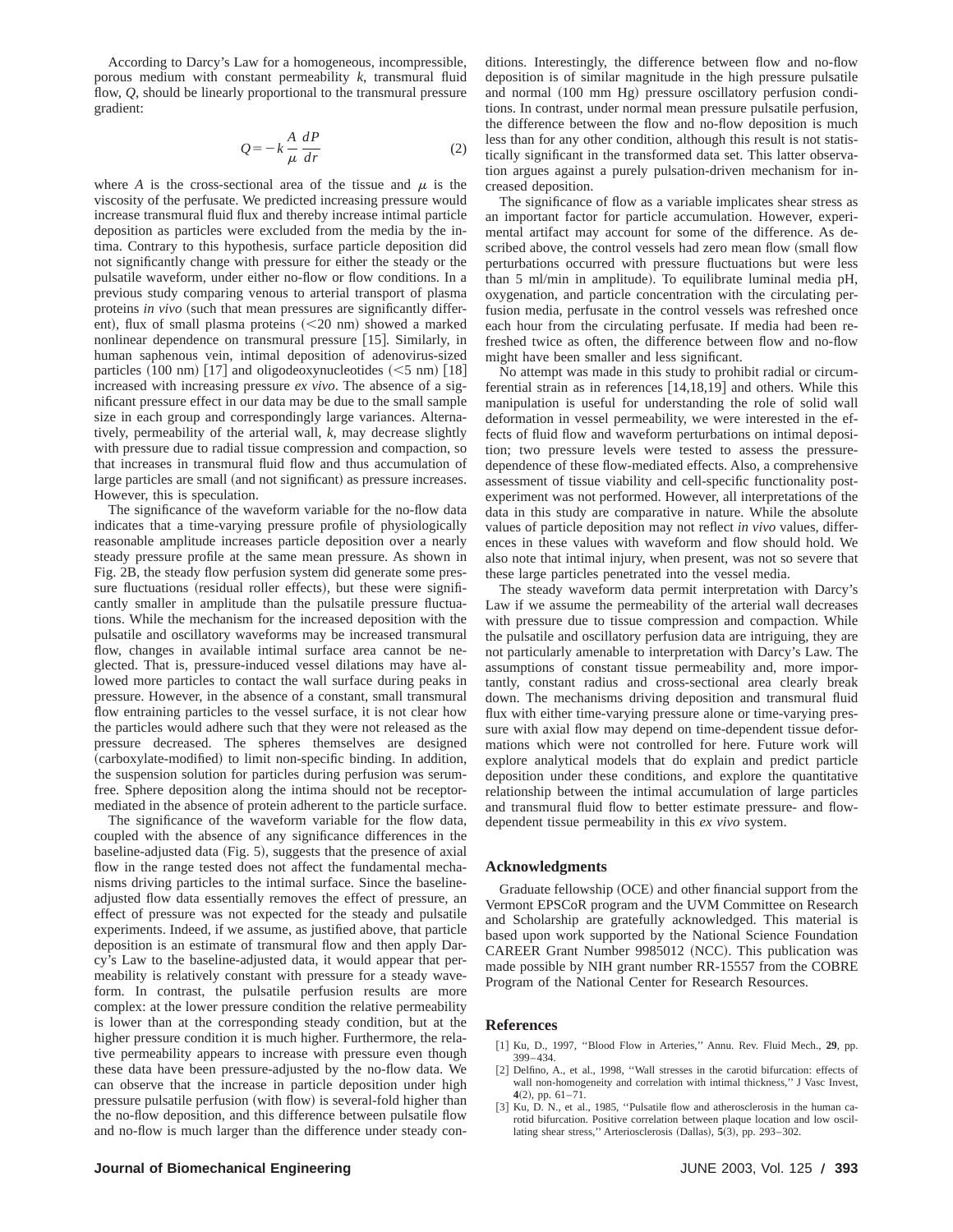According to Darcy's Law for a homogeneous, incompressible, porous medium with constant permeability $k$, transmural fluid flow, $Q$, should be linearly proportional to the transmural pressure gradient:

$$Q = -k \frac{A}{\mu} \frac{dP}{dr} \tag{2}$$

where $A$ is the cross-sectional area of the tissue and $\mu$ is the viscosity of the perfusate. We predicted increasing pressure would increase transmural fluid flux and thereby increase intimal particle deposition as particles were excluded from the media by the intima. Contrary to this hypothesis, surface particle deposition did not significantly change with pressure for either the steady or the pulsatile waveform, under either no-flow or flow conditions. In a previous study comparing venous to arterial transport of plasma proteins *in vivo* (such that mean pressures are significantly different), flux of small plasma proteins (<20 nm) showed a marked nonlinear dependence on transmural pressure [15]. Similarly, in human saphenous vein, intimal deposition of adenovirus-sized particles (100 nm) [17] and oligodeoxynucleotides (<5 nm) [18] increased with increasing pressure *ex vivo*. The absence of a significant pressure effect in our data may be due to the small sample size in each group and correspondingly large variances. Alternatively, permeability of the arterial wall, $k$, may decrease slightly with pressure due to radial tissue compression and compaction, so that increases in transmural fluid flow and thus accumulation of large particles are small (and not significant) as pressure increases. However, this is speculation.

The significance of the waveform variable for the no-flow data indicates that a time-varying pressure profile of physiologically reasonable amplitude increases particle deposition over a nearly steady pressure profile at the same mean pressure. As shown in Fig. 2B, the steady flow perfusion system did generate some pressure fluctuations (residual roller effects), but these were significantly smaller in amplitude than the pulsatile pressure fluctuations. While the mechanism for the increased deposition with the pulsatile and oscillatory waveforms may be increased transmural flow, changes in available intimal surface area cannot be neglected. That is, pressure-induced vessel dilations may have allowed more particles to contact the wall surface during peaks in pressure. However, in the absence of a constant, small transmural flow entraining particles to the vessel surface, it is not clear how the particles would adhere such that they were not released as the pressure decreased. The spheres themselves are designed (carboxylate-modified) to limit non-specific binding. In addition, the suspension solution for particles during perfusion was serum-free. Sphere deposition along the intima should not be receptor-mediated in the absence of protein adherent to the particle surface.

The significance of the waveform variable for the flow data, coupled with the absence of any significance differences in the baseline-adjusted data (Fig. 5), suggests that the presence of axial flow in the range tested does not affect the fundamental mechanisms driving particles to the intimal surface. Since the baseline-adjusted flow data essentially removes the effect of pressure, an effect of pressure was not expected for the steady and pulsatile experiments. Indeed, if we assume, as justified above, that particle deposition is an estimate of transmural flow and then apply Darcy's Law to the baseline-adjusted data, it would appear that permeability is relatively constant with pressure for a steady waveform. In contrast, the pulsatile perfusion results are more complex: at the lower pressure condition the relative permeability is lower than at the corresponding steady condition, but at the higher pressure condition it is much higher. Furthermore, the relative permeability appears to increase with pressure even though these data have been pressure-adjusted by the no-flow data. We can observe that the increase in particle deposition under high pressure pulsatile perfusion (with flow) is several-fold higher than the no-flow deposition, and this difference between pulsatile flow and no-flow is much larger than the difference under steady conditions. Interestingly, the difference between flow and no-flow deposition is of similar magnitude in the high pressure pulsatile and normal (100 mm Hg) pressure oscillatory perfusion conditions. In contrast, under normal mean pressure pulsatile perfusion, the difference between the flow and no-flow deposition is much less than for any other condition, although this result is not statistically significant in the transformed data set. This latter observation argues against a purely pulsation-driven mechanism for increased deposition.

The significance of flow as a variable implicates shear stress as an important factor for particle accumulation. However, experimental artifact may account for some of the difference. As described above, the control vessels had zero mean flow (small flow perturbations occurred with pressure fluctuations but were less than 5 ml/min in amplitude). To equilibrate luminal media pH, oxygenation, and particle concentration with the circulating perfusion media, perfusate in the control vessels was refreshed once each hour from the circulating perfusate. If media had been refreshed twice as often, the difference between flow and no-flow might have been smaller and less significant.

No attempt was made in this study to prohibit radial or circumferential strain as in references [14,18,19] and others. While this manipulation is useful for understanding the role of solid wall deformation in vessel permeability, we were interested in the effects of fluid flow and waveform perturbations on intimal deposition; two pressure levels were tested to assess the pressure-dependence of these flow-mediated effects. Also, a comprehensive assessment of tissue viability and cell-specific functionality post-experiment was not performed. However, all interpretations of the data in this study are comparative in nature. While the absolute values of particle deposition may not reflect *in vivo* values, differences in these values with waveform and flow should hold. We also note that intimal injury, when present, was not so severe that these large particles penetrated into the vessel media.

The steady waveform data permit interpretation with Darcy's Law if we assume the permeability of the arterial wall decreases with pressure due to tissue compression and compaction. While the pulsatile and oscillatory perfusion data are intriguing, they are not particularly amenable to interpretation with Darcy's Law. The assumptions of constant tissue permeability and, more importantly, constant radius and cross-sectional area clearly break down. The mechanisms driving deposition and transmural fluid flux with either time-varying pressure alone or time-varying pressure with axial flow may depend on time-dependent tissue deformations which were not controlled for here. Future work will explore analytical models that do explain and predict particle deposition under these conditions, and explore the quantitative relationship between the intimal accumulation of large particles and transmural fluid flow to better estimate pressure- and flow-dependent tissue permeability in this *ex vivo* system.

## Acknowledgments

Graduate fellowship (OCE) and other financial support from the Vermont EPSCoR program and the UVM Committee on Research and Scholarship are gratefully acknowledged. This material is based upon work supported by the National Science Foundation CAREER Grant Number 9985012 (NCC). This publication was made possible by NIH grant number RR-15557 from the COBRE Program of the National Center for Research Resources.

## References

[1] Ku, D., 1997, "Blood Flow in Arteries," Annu. Rev. Fluid Mech., **29**, pp. 399–434.

[2] Delfino, A., et al., 1998, "Wall stresses in the carotid bifurcation: effects of wall non-homogeneity and correlation with intimal thickness," J Vasc Invest, **4**(2), pp. 61–71.

[3] Ku, D. N., et al., 1985, "Pulsatile flow and atherosclerosis in the human carotid bifurcation. Positive correlation between plaque location and low oscillating shear stress," Arteriosclerosis (Dallas), **5**(3), pp. 293–302.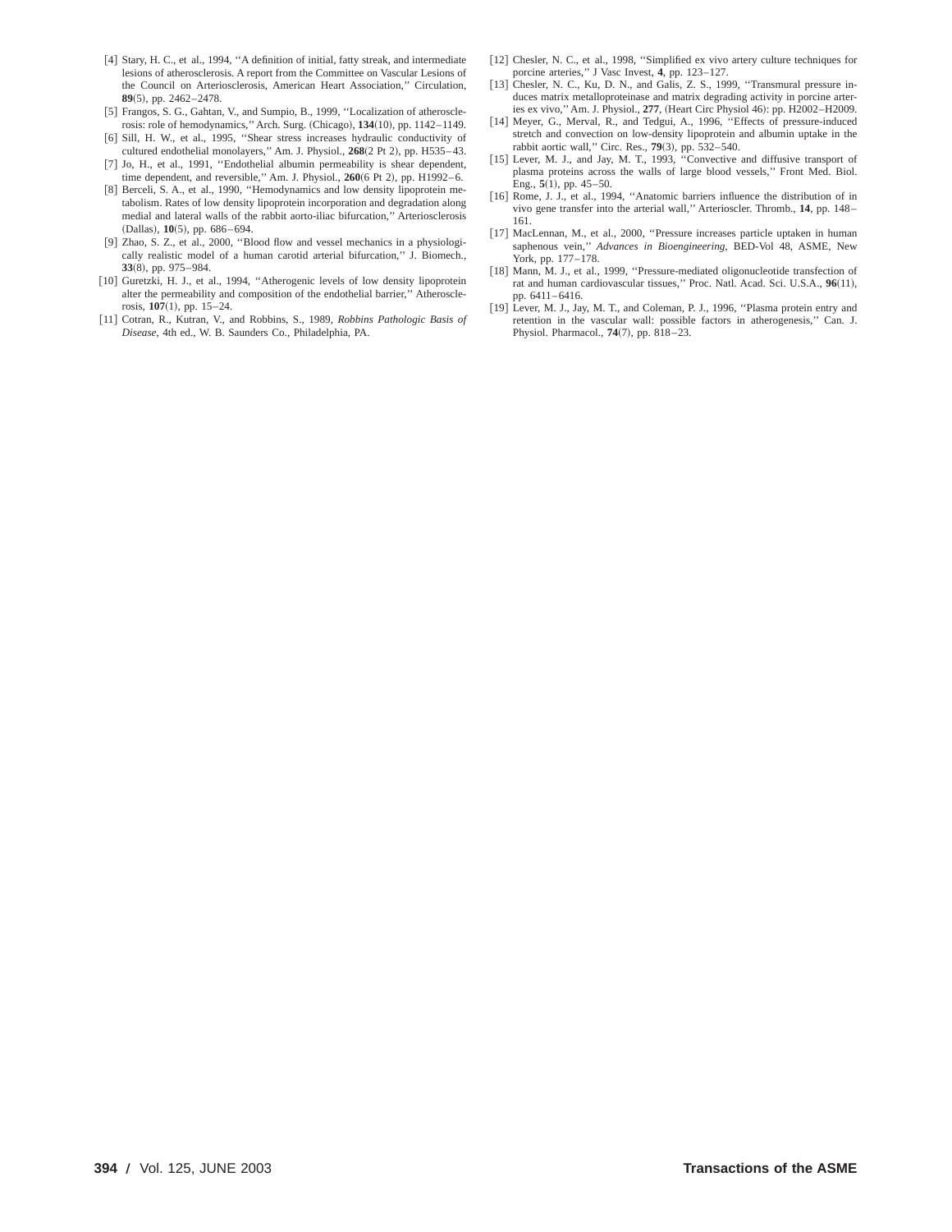[4] Stary, H. C., et al., 1994, ''A definition of initial, fatty streak, and intermediate lesions of atherosclerosis. A report from the Committee on Vascular Lesions of the Council on Arteriosclerosis, American Heart Association,'' Circulation, **89**(5), pp. 2462–2478.

[5] Frangos, S. G., Gahtan, V., and Sumpio, B., 1999, ''Localization of atherosclerosis: role of hemodynamics,'' Arch. Surg. (Chicago), **134**(10), pp. 1142–1149.

[6] Sill, H. W., et al., 1995, ''Shear stress increases hydraulic conductivity of cultured endothelial monolayers,'' Am. J. Physiol., **268**(2 Pt 2), pp. H535–43.

[7] Jo, H., et al., 1991, ''Endothelial albumin permeability is shear dependent, time dependent, and reversible,'' Am. J. Physiol., **260**(6 Pt 2), pp. H1992–6.

[8] Berceli, S. A., et al., 1990, ''Hemodynamics and low density lipoprotein metabolism. Rates of low density lipoprotein incorporation and degradation along medial and lateral walls of the rabbit aorto-iliac bifurcation,'' Arteriosclerosis (Dallas), **10**(5), pp. 686–694.

[9] Zhao, S. Z., et al., 2000, ''Blood flow and vessel mechanics in a physiologically realistic model of a human carotid arterial bifurcation,'' J. Biomech., **33**(8), pp. 975–984.

[10] Guretzki, H. J., et al., 1994, ''Atherogenic levels of low density lipoprotein alter the permeability and composition of the endothelial barrier,'' Atherosclerosis, **107**(1), pp. 15–24.

[11] Cotran, R., Kutran, V., and Robbins, S., 1989, *Robbins Pathologic Basis of Disease*, 4th ed., W. B. Saunders Co., Philadelphia, PA.

[12] Chesler, N. C., et al., 1998, ''Simplified ex vivo artery culture techniques for porcine arteries,'' J Vasc Invest, **4**, pp. 123–127.

[13] Chesler, N. C., Ku, D. N., and Galis, Z. S., 1999, ''Transmural pressure induces matrix metalloproteinase and matrix degrading activity in porcine arteries ex vivo,'' Am. J. Physiol., **277**, (Heart Circ Physiol 46): pp. H2002–H2009.

[14] Meyer, G., Merval, R., and Tedgui, A., 1996, ''Effects of pressure-induced stretch and convection on low-density lipoprotein and albumin uptake in the rabbit aortic wall,'' Circ. Res., **79**(3), pp. 532–540.

[15] Lever, M. J., and Jay, M. T., 1993, ''Convective and diffusive transport of plasma proteins across the walls of large blood vessels,'' Front Med. Biol. Eng., **5**(1), pp. 45–50.

[16] Rome, J. J., et al., 1994, ''Anatomic barriers influence the distribution of in vivo gene transfer into the arterial wall,'' Arterioscler. Thromb., **14**, pp. 148–161.

[17] MacLennan, M., et al., 2000, ''Pressure increases particle uptaken in human saphenous vein,'' *Advances in Bioengineering*, BED-Vol 48, ASME, New York, pp. 177–178.

[18] Mann, M. J., et al., 1999, ''Pressure-mediated oligonucleotide transfection of rat and human cardiovascular tissues,'' Proc. Natl. Acad. Sci. U.S.A., **96**(11), pp. 6411–6416.

[19] Lever, M. J., Jay, M. T., and Coleman, P. J., 1996, ''Plasma protein entry and retention in the vascular wall: possible factors in atherogenesis,'' Can. J. Physiol. Pharmacol., **74**(7), pp. 818–23.